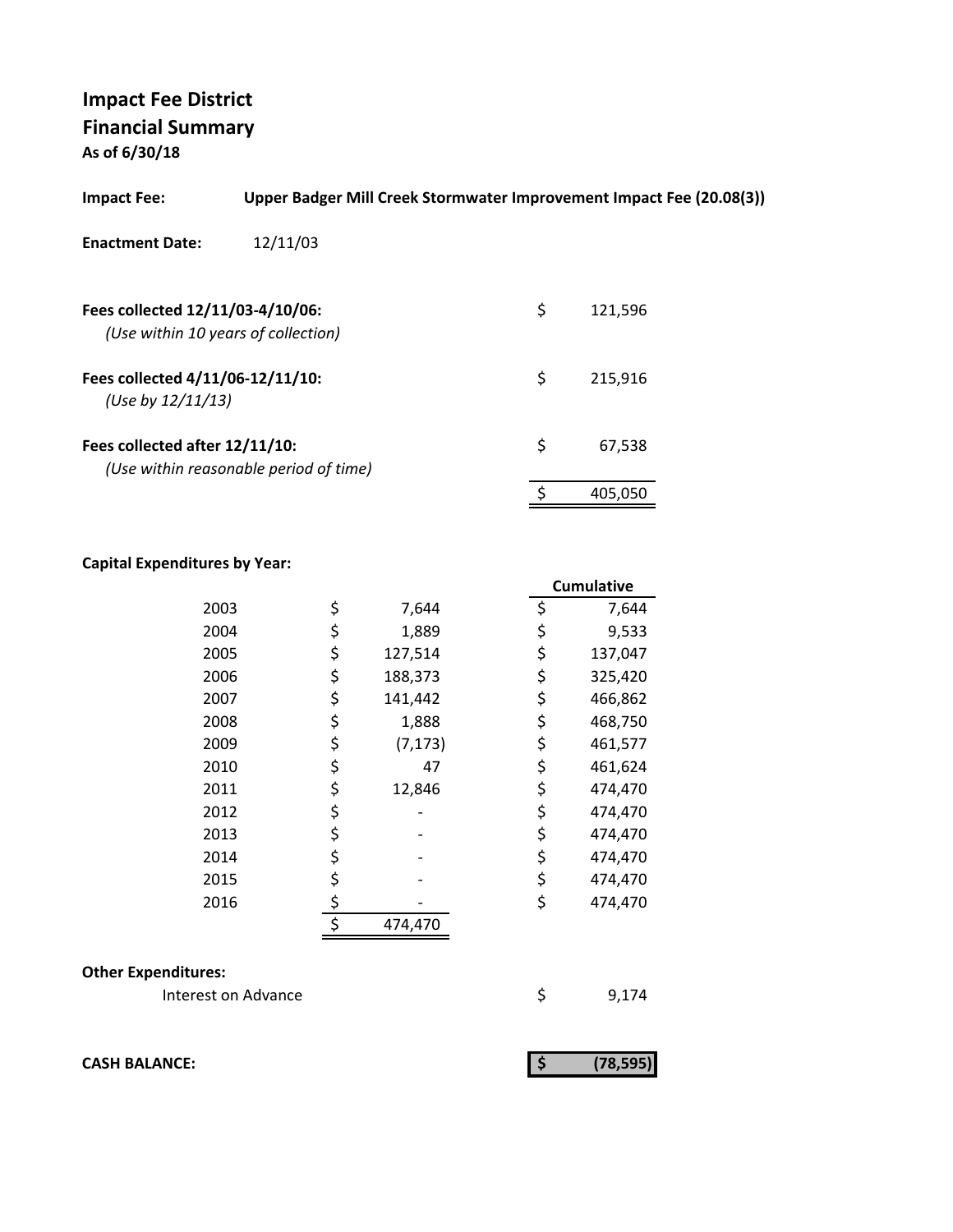# Impact Fee District

## Financial Summary

**As of 6/30/18**

**Impact Fee:** **Upper Badger Mill Creek Stormwater Improvement Impact Fee (20.08(3))**

**Enactment Date:** 12/11/03

| | |
|---|---|
| **Fees collected 12/11/03-4/10/06:** *(Use within 10 years of collection)* | $ 121,596 |
| **Fees collected 4/11/06-12/11/10:** *(Use by 12/11/13)* | $ 215,916 |
| **Fees collected after 12/11/10:** *(Use within reasonable period of time)* | $ 67,538 |
| | $ 405,050 |

**Capital Expenditures by Year:**

| Year | Amount | Cumulative |
|---|---|---|
| 2003 | $ 7,644 | $ 7,644 |
| 2004 | $ 1,889 | $ 9,533 |
| 2005 | $ 127,514 | $ 137,047 |
| 2006 | $ 188,373 | $ 325,420 |
| 2007 | $ 141,442 | $ 466,862 |
| 2008 | $ 1,888 | $ 468,750 |
| 2009 | $ (7,173) | $ 461,577 |
| 2010 | $ 47 | $ 461,624 |
| 2011 | $ 12,846 | $ 474,470 |
| 2012 | $ - | $ 474,470 |
| 2013 | $ - | $ 474,470 |
| 2014 | $ - | $ 474,470 |
| 2015 | $ - | $ 474,470 |
| 2016 | $ - | $ 474,470 |
| | $ 474,470 | |

**Other Expenditures:**

| | |
|---|---|
| Interest on Advance | $ 9,174 |

**CASH BALANCE:** **$ (78,595)**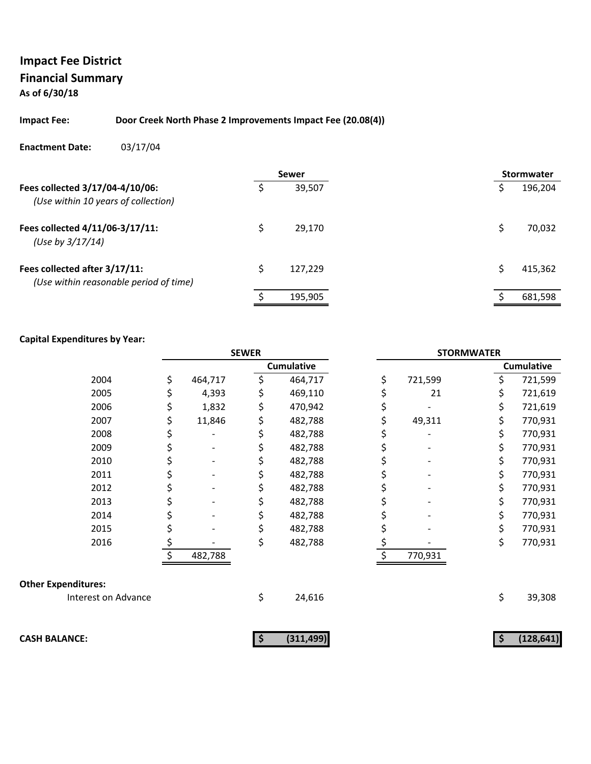# Impact Fee District

## Financial Summary

**As of 6/30/18**

**Impact Fee:** **Door Creek North Phase 2 Improvements Impact Fee (20.08(4))**

**Enactment Date:** 03/17/04

| | Sewer | Stormwater |
|---|---|---|
| **Fees collected 3/17/04-4/10/06:** *(Use within 10 years of collection)* | $ 39,507 | $ 196,204 |
| **Fees collected 4/11/06-3/17/11:** *(Use by 3/17/14)* | $ 29,170 | $ 70,032 |
| **Fees collected after 3/17/11:** *(Use within reasonable period of time)* | $ 127,229 | $ 415,362 |
| | $ 195,905 | $ 681,598 |

**Capital Expenditures by Year:**

| | SEWER | | STORMWATER | |
|---|---|---|---|---|
| | | Cumulative | | Cumulative |
| 2004 | $ 464,717 | $ 464,717 | $ 721,599 | $ 721,599 |
| 2005 | $ 4,393 | $ 469,110 | $ 21 | $ 721,619 |
| 2006 | $ 1,832 | $ 470,942 | $ - | $ 721,619 |
| 2007 | $ 11,846 | $ 482,788 | $ 49,311 | $ 770,931 |
| 2008 | $ - | $ 482,788 | $ - | $ 770,931 |
| 2009 | $ - | $ 482,788 | $ - | $ 770,931 |
| 2010 | $ - | $ 482,788 | $ - | $ 770,931 |
| 2011 | $ - | $ 482,788 | $ - | $ 770,931 |
| 2012 | $ - | $ 482,788 | $ - | $ 770,931 |
| 2013 | $ - | $ 482,788 | $ - | $ 770,931 |
| 2014 | $ - | $ 482,788 | $ - | $ 770,931 |
| 2015 | $ - | $ 482,788 | $ - | $ 770,931 |
| 2016 | $ - | $ 482,788 | $ - | $ 770,931 |
| | $ 482,788 | | $ 770,931 | |

**Other Expenditures:**

| | Sewer | Stormwater |
|---|---|---|
| Interest on Advance | $ 24,616 | $ 39,308 |
| **CASH BALANCE:** | **$ (311,499)** | **$ (128,641)** |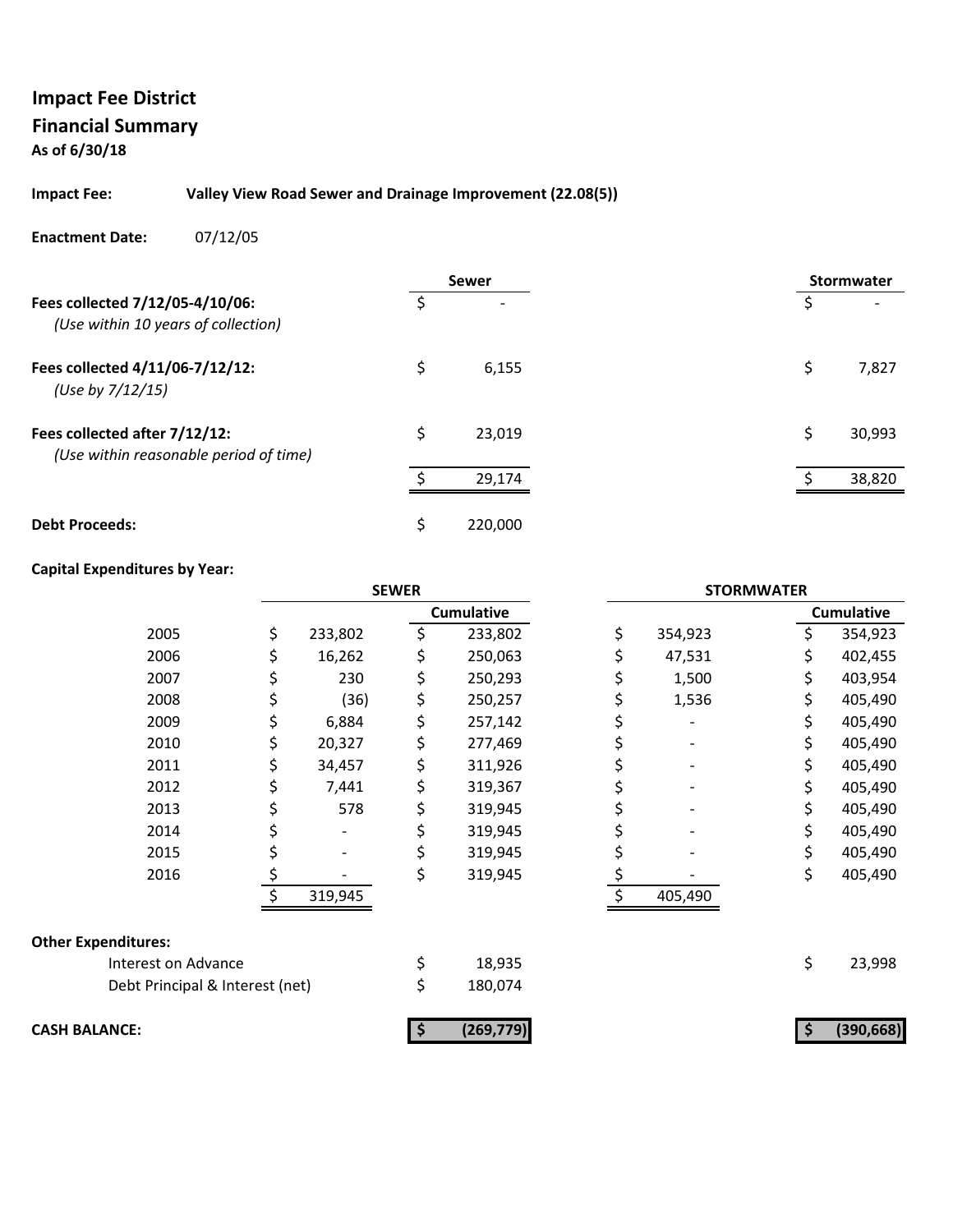## Impact Fee District

## Financial Summary

**As of 6/30/18**

**Impact Fee:** **Valley View Road Sewer and Drainage Improvement (22.08(5))**

**Enactment Date:** 07/12/05

| | Sewer | Stormwater |
|---|---|---|
| **Fees collected 7/12/05-4/10/06:** *(Use within 10 years of collection)* | $ - | $ - |
| **Fees collected 4/11/06-7/12/12:** *(Use by 7/12/15)* | $ 6,155 | $ 7,827 |
| **Fees collected after 7/12/12:** *(Use within reasonable period of time)* | $ 23,019 | $ 30,993 |
| | $ 29,174 | $ 38,820 |
| **Debt Proceeds:** | $ 220,000 | |

**Capital Expenditures by Year:**

| | SEWER | | STORMWATER | |
|---|---|---|---|---|
| | | Cumulative | | Cumulative |
| 2005 | $ 233,802 | $ 233,802 | $ 354,923 | $ 354,923 |
| 2006 | $ 16,262 | $ 250,063 | $ 47,531 | $ 402,455 |
| 2007 | $ 230 | $ 250,293 | $ 1,500 | $ 403,954 |
| 2008 | $ (36) | $ 250,257 | $ 1,536 | $ 405,490 |
| 2009 | $ 6,884 | $ 257,142 | $ - | $ 405,490 |
| 2010 | $ 20,327 | $ 277,469 | $ - | $ 405,490 |
| 2011 | $ 34,457 | $ 311,926 | $ - | $ 405,490 |
| 2012 | $ 7,441 | $ 319,367 | $ - | $ 405,490 |
| 2013 | $ 578 | $ 319,945 | $ - | $ 405,490 |
| 2014 | $ - | $ 319,945 | $ - | $ 405,490 |
| 2015 | $ - | $ 319,945 | $ - | $ 405,490 |
| 2016 | $ - | $ 319,945 | $ - | $ 405,490 |
| | $ 319,945 | | $ 405,490 | |

**Other Expenditures:**

| | Sewer | Stormwater |
|---|---|---|
| Interest on Advance | $ 18,935 | $ 23,998 |
| Debt Principal & Interest (net) | $ 180,074 | |
| **CASH BALANCE:** | **$ (269,779)** | **$ (390,668)** |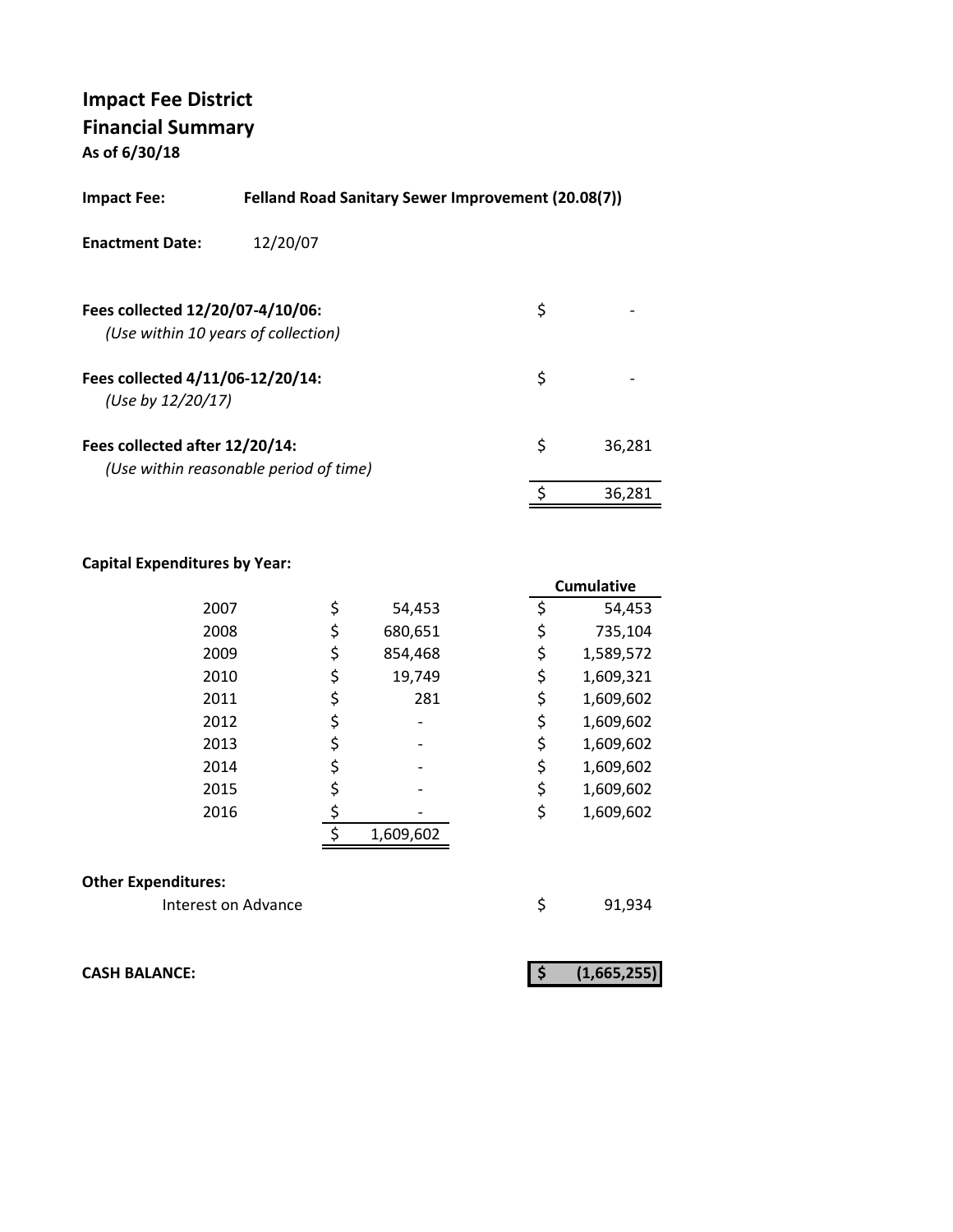# Impact Fee District

## Financial Summary

**As of 6/30/18**

| | |
|---|---|
| **Impact Fee:** | **Felland Road Sanitary Sewer Improvement (20.08(7))** |
| **Enactment Date:** | 12/20/07 |

| | |
|---|---|
| **Fees collected 12/20/07-4/10/06:** *(Use within 10 years of collection)* | $ - |
| **Fees collected 4/11/06-12/20/14:** *(Use by 12/20/17)* | $ - |
| **Fees collected after 12/20/14:** *(Use within reasonable period of time)* | $ 36,281 |
| | $ 36,281 |

**Capital Expenditures by Year:**

| Year | Amount | Cumulative |
|---|---|---|
| 2007 | $ 54,453 | $ 54,453 |
| 2008 | $ 680,651 | $ 735,104 |
| 2009 | $ 854,468 | $ 1,589,572 |
| 2010 | $ 19,749 | $ 1,609,321 |
| 2011 | $ 281 | $ 1,609,602 |
| 2012 | $ - | $ 1,609,602 |
| 2013 | $ - | $ 1,609,602 |
| 2014 | $ - | $ 1,609,602 |
| 2015 | $ - | $ 1,609,602 |
| 2016 | $ - | $ 1,609,602 |
| | $ 1,609,602 | |

**Other Expenditures:**

| | |
|---|---|
| Interest on Advance | $ 91,934 |

| | |
|---|---|
| **CASH BALANCE:** | **$ (1,665,255)** |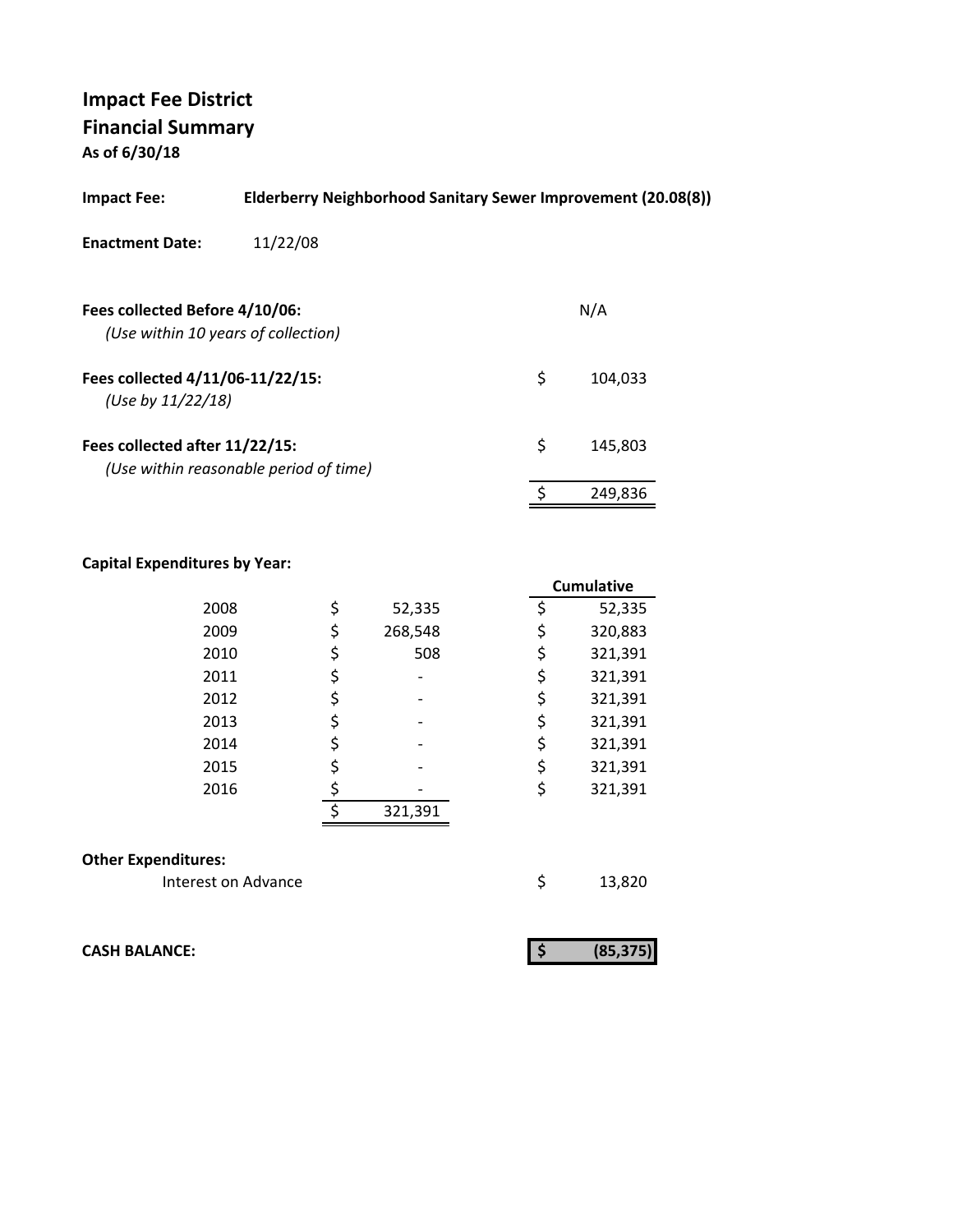# Impact Fee District

## Financial Summary

**As of 6/30/18**

**Impact Fee:** **Elderberry Neighborhood Sanitary Sewer Improvement (20.08(8))**

**Enactment Date:** 11/22/08

| | |
|---|---|
| **Fees collected Before 4/10/06:** *(Use within 10 years of collection)* | N/A |
| **Fees collected 4/11/06-11/22/15:** *(Use by 11/22/18)* | $ 104,033 |
| **Fees collected after 11/22/15:** *(Use within reasonable period of time)* | $ 145,803 |
| | $ 249,836 |

**Capital Expenditures by Year:**

| Year | Amount | Cumulative |
|---|---|---|
| 2008 | $ 52,335 | $ 52,335 |
| 2009 | $ 268,548 | $ 320,883 |
| 2010 | $ 508 | $ 321,391 |
| 2011 | $ - | $ 321,391 |
| 2012 | $ - | $ 321,391 |
| 2013 | $ - | $ 321,391 |
| 2014 | $ - | $ 321,391 |
| 2015 | $ - | $ 321,391 |
| 2016 | $ - | $ 321,391 |
| | $ 321,391 | |

**Other Expenditures:**

| | |
|---|---|
| Interest on Advance | $ 13,820 |

**CASH BALANCE:** **$ (85,375)**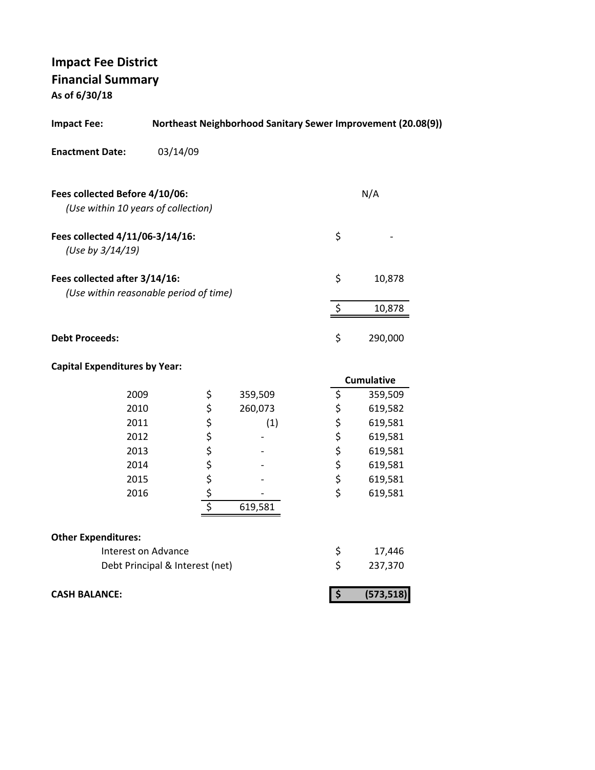# Impact Fee District
## Financial Summary
**As of 6/30/18**

**Impact Fee:** **Northeast Neighborhood Sanitary Sewer Improvement (20.08(9))**

**Enactment Date:** 03/14/09

| | | |
|---|---|---|
| **Fees collected Before 4/10/06:** *(Use within 10 years of collection)* | | N/A |
| **Fees collected 4/11/06-3/14/16:** *(Use by 3/14/19)* | $ | - |
| **Fees collected after 3/14/16:** *(Use within reasonable period of time)* | $ | 10,878 |
| | $ | 10,878 |
| **Debt Proceeds:** | $ | 290,000 |

**Capital Expenditures by Year:**

| Year | | Amount | | Cumulative |
|---|---|---|---|---|
| 2009 | $ | 359,509 | $ | 359,509 |
| 2010 | $ | 260,073 | $ | 619,582 |
| 2011 | $ | (1) | $ | 619,581 |
| 2012 | $ | - | $ | 619,581 |
| 2013 | $ | - | $ | 619,581 |
| 2014 | $ | - | $ | 619,581 |
| 2015 | $ | - | $ | 619,581 |
| 2016 | $ | - | $ | 619,581 |
| | $ | 619,581 | | |

**Other Expenditures:**

| | | |
|---|---|---|
| Interest on Advance | $ | 17,446 |
| Debt Principal & Interest (net) | $ | 237,370 |
| **CASH BALANCE:** | **$** | **(573,518)** |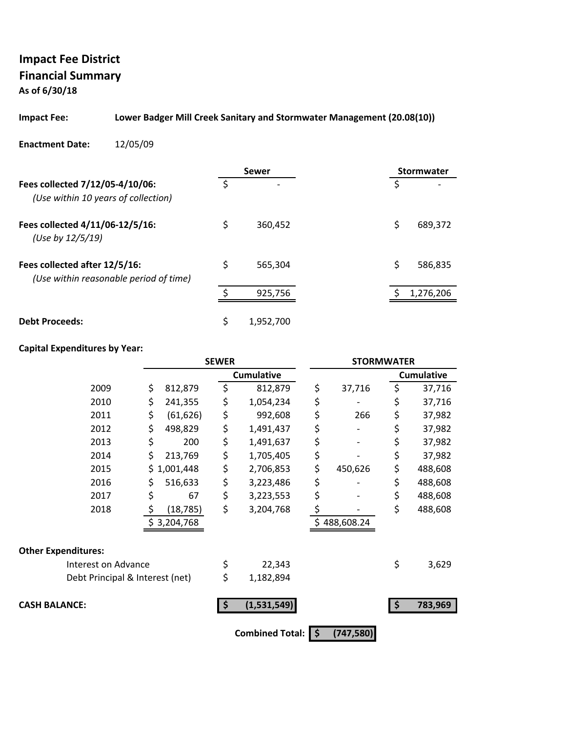# Impact Fee District
## Financial Summary
**As of 6/30/18**

**Impact Fee:** **Lower Badger Mill Creek Sanitary and Stormwater Management (20.08(10))**

**Enactment Date:** 12/05/09

| | Sewer | Stormwater |
|---|---|---|
| **Fees collected 7/12/05-4/10/06:** *(Use within 10 years of collection)* | $ - | $ - |
| **Fees collected 4/11/06-12/5/16:** *(Use by 12/5/19)* | $ 360,452 | $ 689,372 |
| **Fees collected after 12/5/16:** *(Use within reasonable period of time)* | $ 565,304 | $ 586,835 |
| | $ 925,756 | $ 1,276,206 |
| **Debt Proceeds:** | $ 1,952,700 | |

**Capital Expenditures by Year:**

| | SEWER | | STORMWATER | |
|---|---|---|---|---|
| | | Cumulative | | Cumulative |
| 2009 | $ 812,879 | $ 812,879 | $ 37,716 | $ 37,716 |
| 2010 | $ 241,355 | $ 1,054,234 | $ - | $ 37,716 |
| 2011 | $ (61,626) | $ 992,608 | $ 266 | $ 37,982 |
| 2012 | $ 498,829 | $ 1,491,437 | $ - | $ 37,982 |
| 2013 | $ 200 | $ 1,491,637 | $ - | $ 37,982 |
| 2014 | $ 213,769 | $ 1,705,405 | $ - | $ 37,982 |
| 2015 | $ 1,001,448 | $ 2,706,853 | $ 450,626 | $ 488,608 |
| 2016 | $ 516,633 | $ 3,223,486 | $ - | $ 488,608 |
| 2017 | $ 67 | $ 3,223,553 | $ - | $ 488,608 |
| 2018 | $ (18,785) | $ 3,204,768 | $ - | $ 488,608 |
| | $ 3,204,768 | | $ 488,608.24 | |

**Other Expenditures:**

| | Sewer | Stormwater |
|---|---|---|
| Interest on Advance | $ 22,343 | $ 3,629 |
| Debt Principal & Interest (net) | $ 1,182,894 | |
| **CASH BALANCE:** | **$ (1,531,549)** | **$ 783,969** |

**Combined Total: $ (747,580)**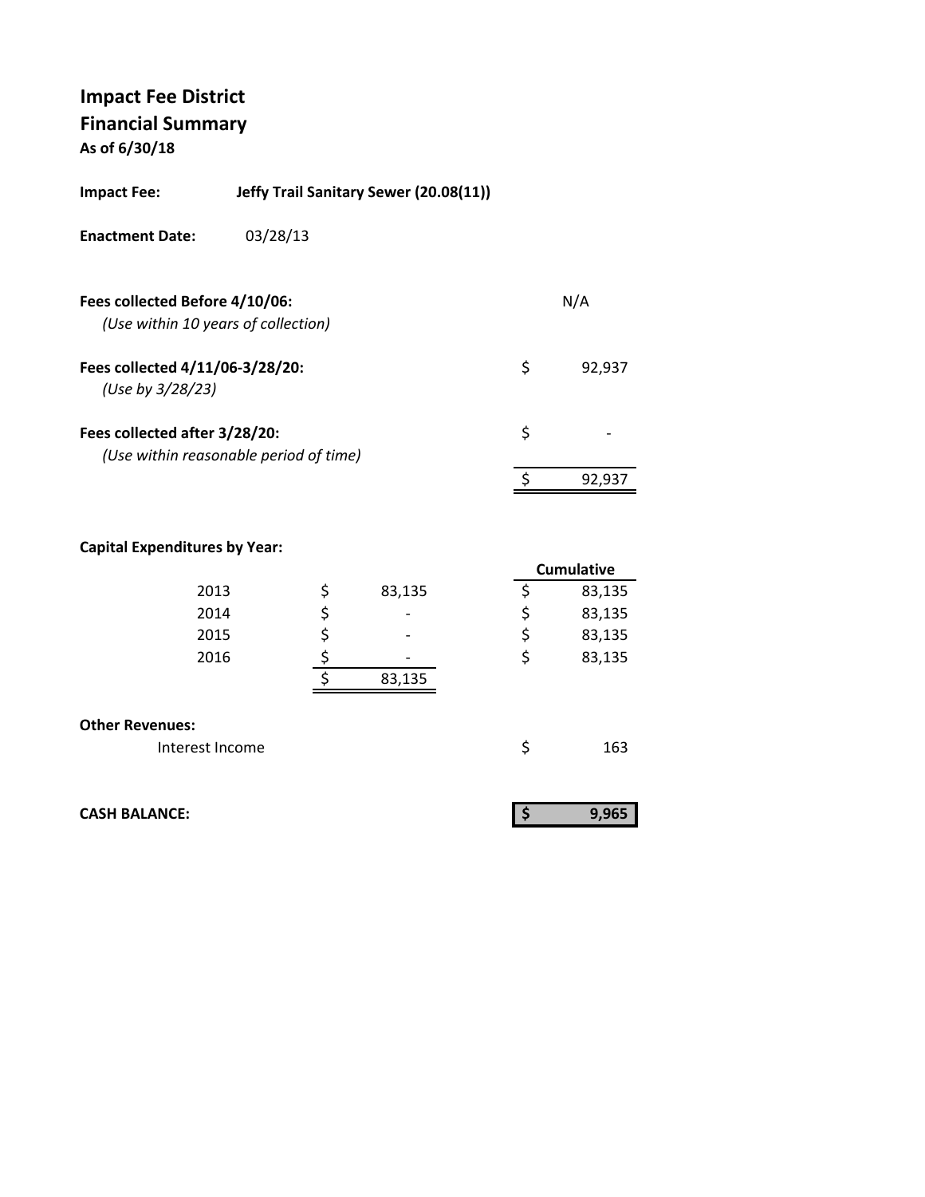# Impact Fee District
## Financial Summary
**As of 6/30/18**

**Impact Fee:** **Jeffy Trail Sanitary Sewer (20.08(11))**

**Enactment Date:** 03/28/13

| | | |
|---|---|---|
| **Fees collected Before 4/10/06:** *(Use within 10 years of collection)* | | N/A |
| **Fees collected 4/11/06-3/28/20:** *(Use by 3/28/23)* | $ | 92,937 |
| **Fees collected after 3/28/20:** *(Use within reasonable period of time)* | $ | - |
| | $ | 92,937 |

**Capital Expenditures by Year:**

| | | | | Cumulative |
|---|---|---|---|---|
| 2013 | $ | 83,135 | $ | 83,135 |
| 2014 | $ | - | $ | 83,135 |
| 2015 | $ | - | $ | 83,135 |
| 2016 | $ | - | $ | 83,135 |
| | $ | 83,135 | | |

**Other Revenues:**

| | | |
|---|---|---|
| Interest Income | $ | 163 |

**CASH BALANCE:** **$ 9,965**